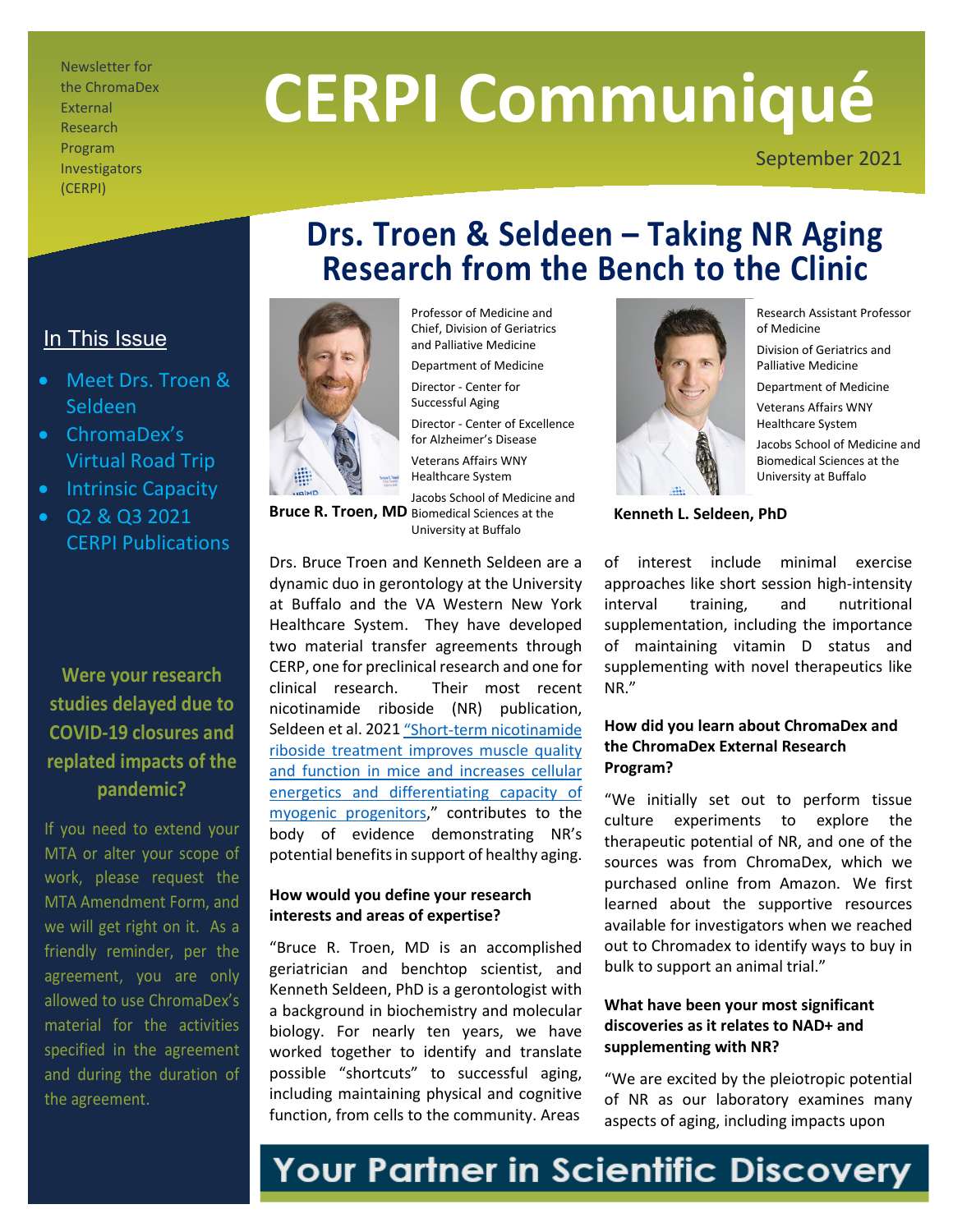Newsletter for the ChromaDex External Research Program Investigators (CERPI)

# CERPI Communiqué

September 2021

## In This Issue

- Meet Drs. Troen & Seldeen
- ChromaDex's Virtual Road Trip
- Intrinsic Capacity
- Q2 & Q3 2021 CERPI Publications

**Were your research studies delayed due to COVID-19 closures and replated impacts of the pandemic?**

If you need to extend your MTA or alter your scope of work, please request the MTA Amendment Form, and we will get right on it. As a friendly reminder, per the agreement, you are only allowed to use ChromaDex's material for the activities specified in the agreement and during the duration of the agreement.

## Drs. Troen & Seldeen – Taking NR Aging Research from the Bench to the Clinic

**Bruce R. Troen, MD**

Professor of Medicine and Chief, Division of Geriatrics and Palliative Medicine

Department of Medicine

Director - Center for Successful Aging

Director - Center of Excellence for Alzheimer's Disease

Veterans Affairs WNY Healthcare System

Jacobs School of Medicine and Biomedical Sciences at the University at Buffalo

**Kenneth L. Seldeen, PhD**

Research Assistant Professor of Medicine

Division of Geriatrics and Palliative Medicine

Department of Medicine

Veterans Affairs WNY Healthcare System

Jacobs School of Medicine and Biomedical Sciences at the University at Buffalo

Drs. Bruce Troen and Kenneth Seldeen are a dynamic duo in gerontology at the University at Buffalo and the VA Western New York Healthcare System. They have developed two material transfer agreements through CERP, one for preclinical research and one for clinical research. Their most recent nicotinamide riboside (NR) publication, Seldeen et al. 2021 "Short-term nicotinamide riboside treatment improves muscle quality and function in mice and increases cellular energetics and differentiating capacity of myogenic progenitors," contributes to the body of evidence demonstrating NR's potential benefits in support of healthy aging.

**How would you define your research interests and areas of expertise?**

"Bruce R. Troen, MD is an accomplished geriatrician and benchtop scientist, and Kenneth Seldeen, PhD is a gerontologist with a background in biochemistry and molecular biology. For nearly ten years, we have worked together to identify and translate possible "shortcuts" to successful aging, including maintaining physical and cognitive function, from cells to the community. Areas of interest include minimal exercise approaches like short session high-intensity interval training, and nutritional supplementation, including the importance of maintaining vitamin D status and supplementing with novel therapeutics like NR."

**How did you learn about ChromaDex and the ChromaDex External Research Program?**

"We initially set out to perform tissue culture experiments to explore the therapeutic potential of NR, and one of the sources was from ChromaDex, which we purchased online from Amazon. We first learned about the supportive resources available for investigators when we reached out to Chromadex to identify ways to buy in bulk to support an animal trial."

**What have been your most significant discoveries as it relates to NAD+ and supplementing with NR?**

"We are excited by the pleiotropic potential of NR as our laboratory examines many aspects of aging, including impacts upon

Your Partner in Scientific Discovery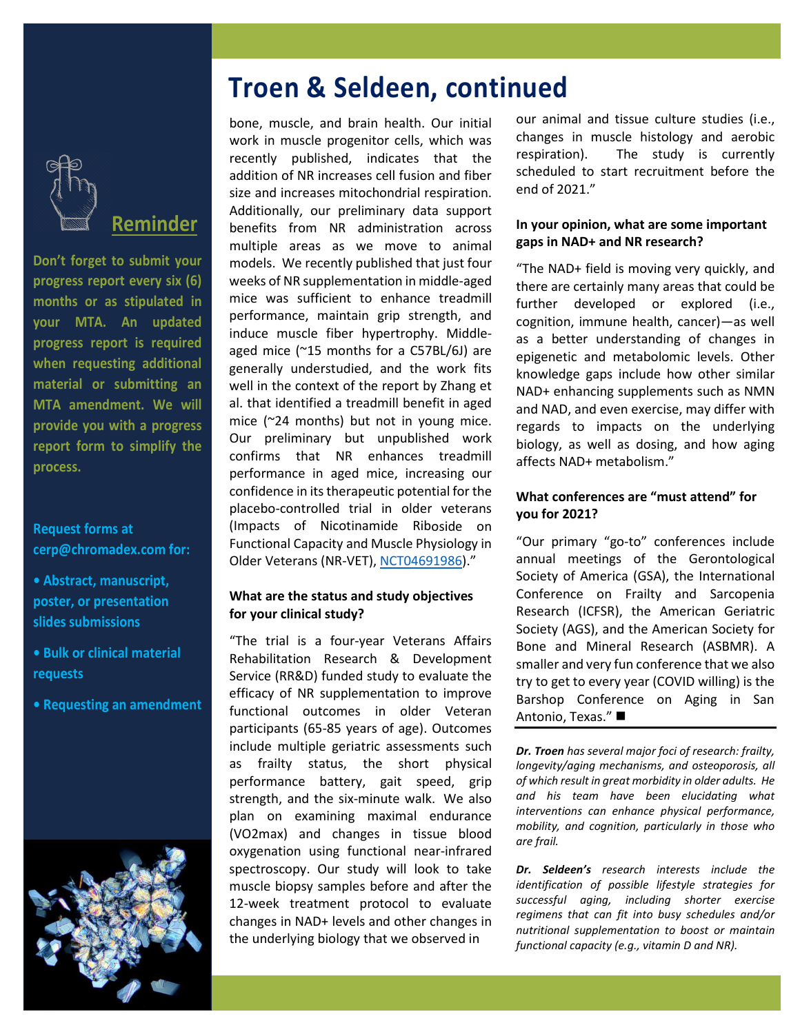## Troen & Seldeen, continued

bone, muscle, and brain health. Our initial work in muscle progenitor cells, which was recently published, indicates that the addition of NR increases cell fusion and fiber size and increases mitochondrial respiration. Additionally, our preliminary data support benefits from NR administration across multiple areas as we move to animal models. We recently published that just four weeks of NR supplementation in middle-aged mice was sufficient to enhance treadmill performance, maintain grip strength, and induce muscle fiber hypertrophy. Middle-aged mice (~15 months for a C57BL/6J) are generally understudied, and the work fits well in the context of the report by Zhang et al. that identified a treadmill benefit in aged mice (~24 months) but not in young mice. Our preliminary but unpublished work confirms that NR enhances treadmill performance in aged mice, increasing our confidence in its therapeutic potential for the placebo-controlled trial in older veterans (Impacts of Nicotinamide Riboside on Functional Capacity and Muscle Physiology in Older Veterans (NR-VET), NCT04691986)."

**What are the status and study objectives for your clinical study?**

"The trial is a four-year Veterans Affairs Rehabilitation Research & Development Service (RR&D) funded study to evaluate the efficacy of NR supplementation to improve functional outcomes in older Veteran participants (65-85 years of age). Outcomes include multiple geriatric assessments such as frailty status, the short physical performance battery, gait speed, grip strength, and the six-minute walk. We also plan on examining maximal endurance (VO2max) and changes in tissue blood oxygenation using functional near-infrared spectroscopy. Our study will look to take muscle biopsy samples before and after the 12-week treatment protocol to evaluate changes in NAD+ levels and other changes in the underlying biology that we observed in our animal and tissue culture studies (i.e., changes in muscle histology and aerobic respiration). The study is currently scheduled to start recruitment before the end of 2021."

**In your opinion, what are some important gaps in NAD+ and NR research?**

"The NAD+ field is moving very quickly, and there are certainly many areas that could be further developed or explored (i.e., cognition, immune health, cancer)—as well as a better understanding of changes in epigenetic and metabolomic levels. Other knowledge gaps include how other similar NAD+ enhancing supplements such as NMN and NAD, and even exercise, may differ with regards to impacts on the underlying biology, as well as dosing, and how aging affects NAD+ metabolism."

**What conferences are "must attend" for you for 2021?**

"Our primary "go-to" conferences include annual meetings of the Gerontological Society of America (GSA), the International Conference on Frailty and Sarcopenia Research (ICFSR), the American Geriatric Society (AGS), and the American Society for Bone and Mineral Research (ASBMR). A smaller and very fun conference that we also try to get to every year (COVID willing) is the Barshop Conference on Aging in San Antonio, Texas." ■

***Dr. Troen** has several major foci of research: frailty, longevity/aging mechanisms, and osteoporosis, all of which result in great morbidity in older adults. He and his team have been elucidating what interventions can enhance physical performance, mobility, and cognition, particularly in those who are frail.*

***Dr. Seldeen's** research interests include the identification of possible lifestyle strategies for successful aging, including shorter exercise regimens that can fit into busy schedules and/or nutritional supplementation to boost or maintain functional capacity (e.g., vitamin D and NR).*

### Reminder

**Don't forget to submit your progress report every six (6) months or as stipulated in your MTA. An updated progress report is required when requesting additional material or submitting an MTA amendment. We will provide you with a progress report form to simplify the process.**

**Request forms at cerp@chromadex.com for:**

- **Abstract, manuscript, poster, or presentation slides submissions**
- **Bulk or clinical material requests**
- **Requesting an amendment**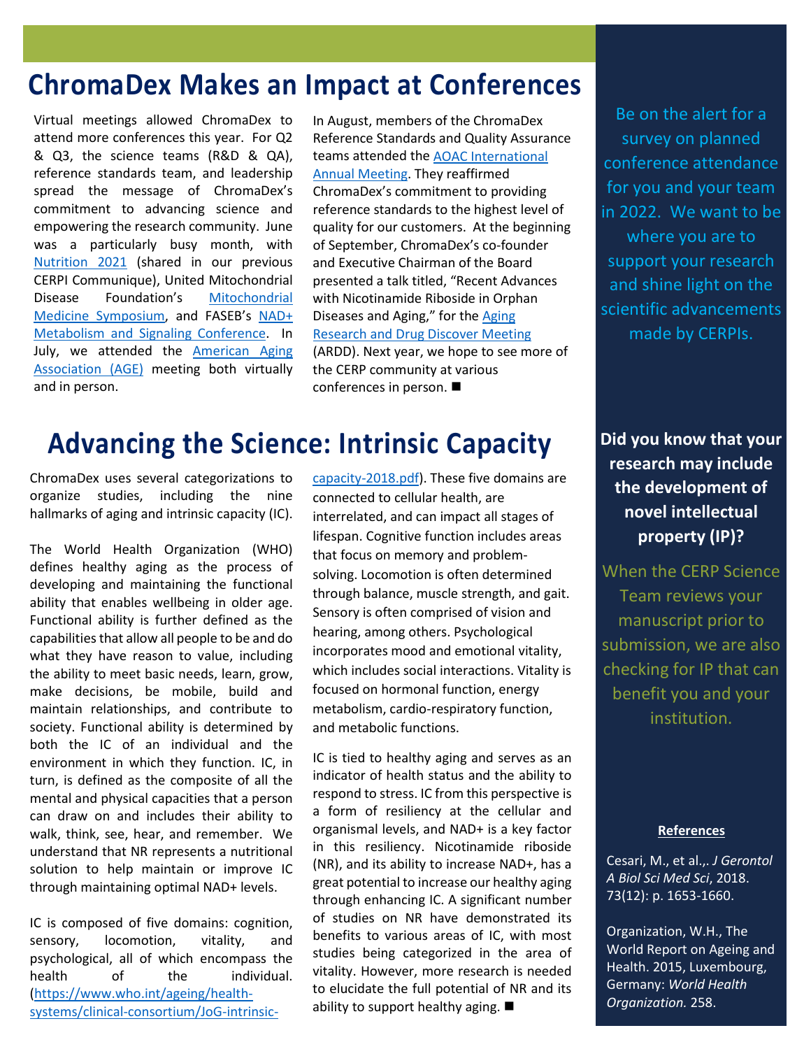# ChromaDex Makes an Impact at Conferences

Virtual meetings allowed ChromaDex to attend more conferences this year. For Q2 & Q3, the science teams (R&D & QA), reference standards team, and leadership spread the message of ChromaDex's commitment to advancing science and empowering the research community. June was a particularly busy month, with Nutrition 2021 (shared in our previous CERPI Communique), United Mitochondrial Disease Foundation's Mitochondrial Medicine Symposium, and FASEB's NAD+ Metabolism and Signaling Conference. In July, we attended the American Aging Association (AGE) meeting both virtually and in person.

In August, members of the ChromaDex Reference Standards and Quality Assurance teams attended the AOAC International Annual Meeting. They reaffirmed ChromaDex's commitment to providing reference standards to the highest level of quality for our customers. At the beginning of September, ChromaDex's co-founder and Executive Chairman of the Board presented a talk titled, "Recent Advances with Nicotinamide Riboside in Orphan Diseases and Aging," for the Aging Research and Drug Discover Meeting (ARDD). Next year, we hope to see more of the CERP community at various conferences in person. ■

Be on the alert for a survey on planned conference attendance for you and your team in 2022. We want to be where you are to support your research and shine light on the scientific advancements made by CERPIs.

# Advancing the Science: Intrinsic Capacity

ChromaDex uses several categorizations to organize studies, including the nine hallmarks of aging and intrinsic capacity (IC).

The World Health Organization (WHO) defines healthy aging as the process of developing and maintaining the functional ability that enables wellbeing in older age. Functional ability is further defined as the capabilities that allow all people to be and do what they have reason to value, including the ability to meet basic needs, learn, grow, make decisions, be mobile, build and maintain relationships, and contribute to society. Functional ability is determined by both the IC of an individual and the environment in which they function. IC, in turn, is defined as the composite of all the mental and physical capacities that a person can draw on and includes their ability to walk, think, see, hear, and remember. We understand that NR represents a nutritional solution to help maintain or improve IC through maintaining optimal NAD+ levels.

IC is composed of five domains: cognition, sensory, locomotion, vitality, and psychological, all of which encompass the health of the individual. (https://www.who.int/ageing/health-systems/clinical-consortium/JoG-intrinsic-capacity-2018.pdf). These five domains are connected to cellular health, are interrelated, and can impact all stages of lifespan. Cognitive function includes areas that focus on memory and problem-solving. Locomotion is often determined through balance, muscle strength, and gait. Sensory is often comprised of vision and hearing, among others. Psychological incorporates mood and emotional vitality, which includes social interactions. Vitality is focused on hormonal function, energy metabolism, cardio-respiratory function, and metabolic functions.

IC is tied to healthy aging and serves as an indicator of health status and the ability to respond to stress. IC from this perspective is a form of resiliency at the cellular and organismal levels, and NAD+ is a key factor in this resiliency. Nicotinamide riboside (NR), and its ability to increase NAD+, has a great potential to increase our healthy aging through enhancing IC. A significant number of studies on NR have demonstrated its benefits to various areas of IC, with most studies being categorized in the area of vitality. However, more research is needed to elucidate the full potential of NR and its ability to support healthy aging. ■

**Did you know that your research may include the development of novel intellectual property (IP)?**

When the CERP Science Team reviews your manuscript prior to submission, we are also checking for IP that can benefit you and your institution.

**References**

Cesari, M., et al.,. *J Gerontol A Biol Sci Med Sci*, 2018. 73(12): p. 1653-1660.

Organization, W.H., The World Report on Ageing and Health. 2015, Luxembourg, Germany: *World Health Organization.* 258.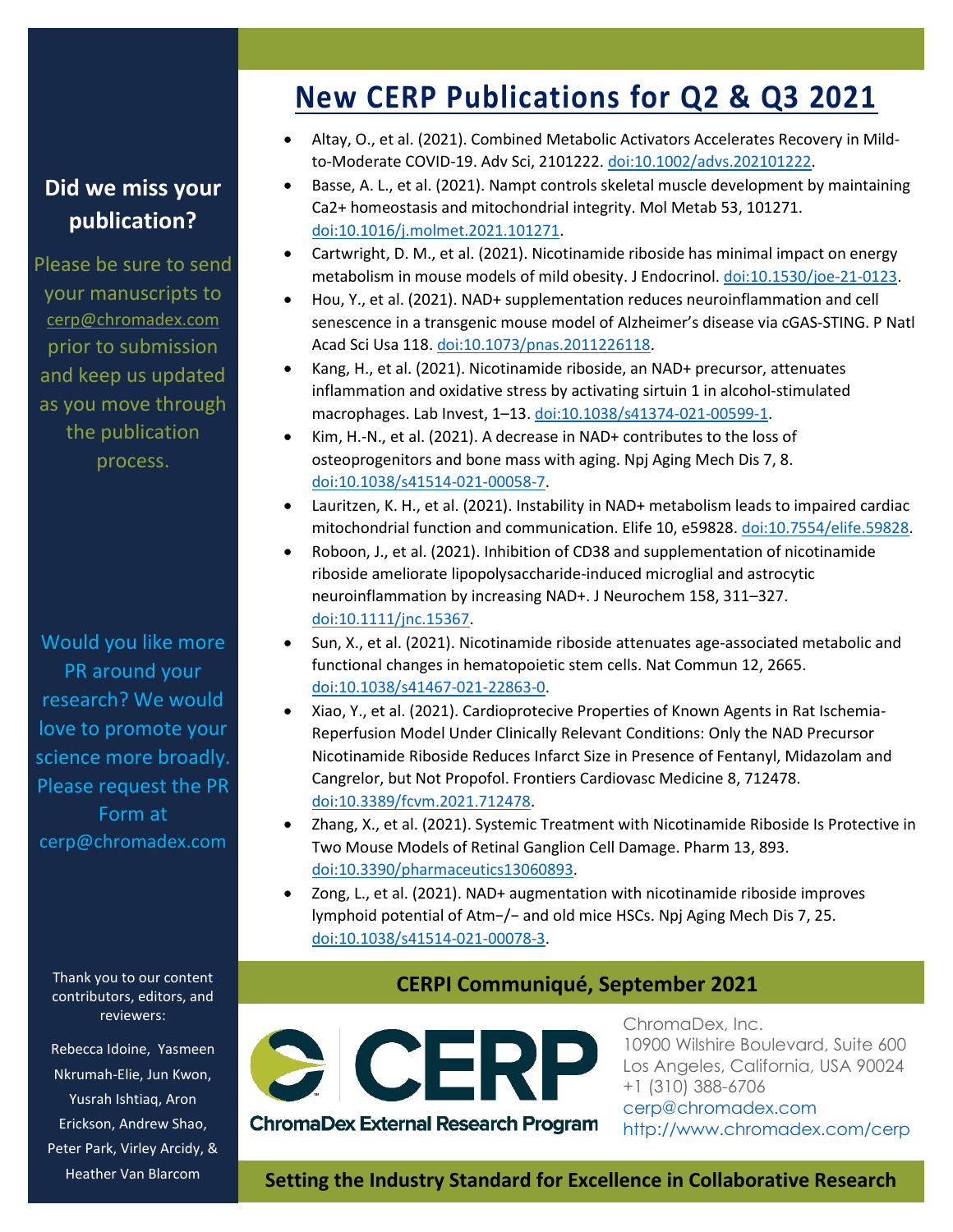# New CERP Publications for Q2 & Q3 2021

- Altay, O., et al. (2021). Combined Metabolic Activators Accelerates Recovery in Mild-to-Moderate COVID-19. Adv Sci, 2101222. doi:10.1002/advs.202101222.
- Basse, A. L., et al. (2021). Nampt controls skeletal muscle development by maintaining Ca2+ homeostasis and mitochondrial integrity. Mol Metab 53, 101271. doi:10.1016/j.molmet.2021.101271.
- Cartwright, D. M., et al. (2021). Nicotinamide riboside has minimal impact on energy metabolism in mouse models of mild obesity. J Endocrinol. doi:10.1530/joe-21-0123.
- Hou, Y., et al. (2021). NAD+ supplementation reduces neuroinflammation and cell senescence in a transgenic mouse model of Alzheimer's disease via cGAS-STING. P Natl Acad Sci Usa 118. doi:10.1073/pnas.2011226118.
- Kang, H., et al. (2021). Nicotinamide riboside, an NAD+ precursor, attenuates inflammation and oxidative stress by activating sirtuin 1 in alcohol-stimulated macrophages. Lab Invest, 1–13. doi:10.1038/s41374-021-00599-1.
- Kim, H.-N., et al. (2021). A decrease in NAD+ contributes to the loss of osteoprogenitors and bone mass with aging. Npj Aging Mech Dis 7, 8. doi:10.1038/s41514-021-00058-7.
- Lauritzen, K. H., et al. (2021). Instability in NAD+ metabolism leads to impaired cardiac mitochondrial function and communication. Elife 10, e59828. doi:10.7554/elife.59828.
- Roboon, J., et al. (2021). Inhibition of CD38 and supplementation of nicotinamide riboside ameliorate lipopolysaccharide-induced microglial and astrocytic neuroinflammation by increasing NAD+. J Neurochem 158, 311–327. doi:10.1111/jnc.15367.
- Sun, X., et al. (2021). Nicotinamide riboside attenuates age-associated metabolic and functional changes in hematopoietic stem cells. Nat Commun 12, 2665. doi:10.1038/s41467-021-22863-0.
- Xiao, Y., et al. (2021). Cardioprotecive Properties of Known Agents in Rat Ischemia-Reperfusion Model Under Clinically Relevant Conditions: Only the NAD Precursor Nicotinamide Riboside Reduces Infarct Size in Presence of Fentanyl, Midazolam and Cangrelor, but Not Propofol. Frontiers Cardiovasc Medicine 8, 712478. doi:10.3389/fcvm.2021.712478.
- Zhang, X., et al. (2021). Systemic Treatment with Nicotinamide Riboside Is Protective in Two Mouse Models of Retinal Ganglion Cell Damage. Pharm 13, 893. doi:10.3390/pharmaceutics13060893.
- Zong, L., et al. (2021). NAD+ augmentation with nicotinamide riboside improves lymphoid potential of Atm−/− and old mice HSCs. Npj Aging Mech Dis 7, 25. doi:10.1038/s41514-021-00078-3.

## Did we miss your publication?

Please be sure to send your manuscripts to cerp@chromadex.com prior to submission and keep us updated as you move through the publication process.

Would you like more PR around your research? We would love to promote your science more broadly. Please request the PR Form at cerp@chromadex.com

Thank you to our content contributors, editors, and reviewers:

Rebecca Idoine, Yasmeen Nkrumah-Elie, Jun Kwon, Yusrah Ishtiaq, Aron Erickson, Andrew Shao, Peter Park, Virley Arcidy, & Heather Van Blarcom

## CERPI Communiqué, September 2021

CERP

ChromaDex External Research Program

ChromaDex, Inc.
10900 Wilshire Boulevard, Suite 600
Los Angeles, California, USA 90024
+1 (310) 388-6706
cerp@chromadex.com
http://www.chromadex.com/cerp

**Setting the Industry Standard for Excellence in Collaborative Research**